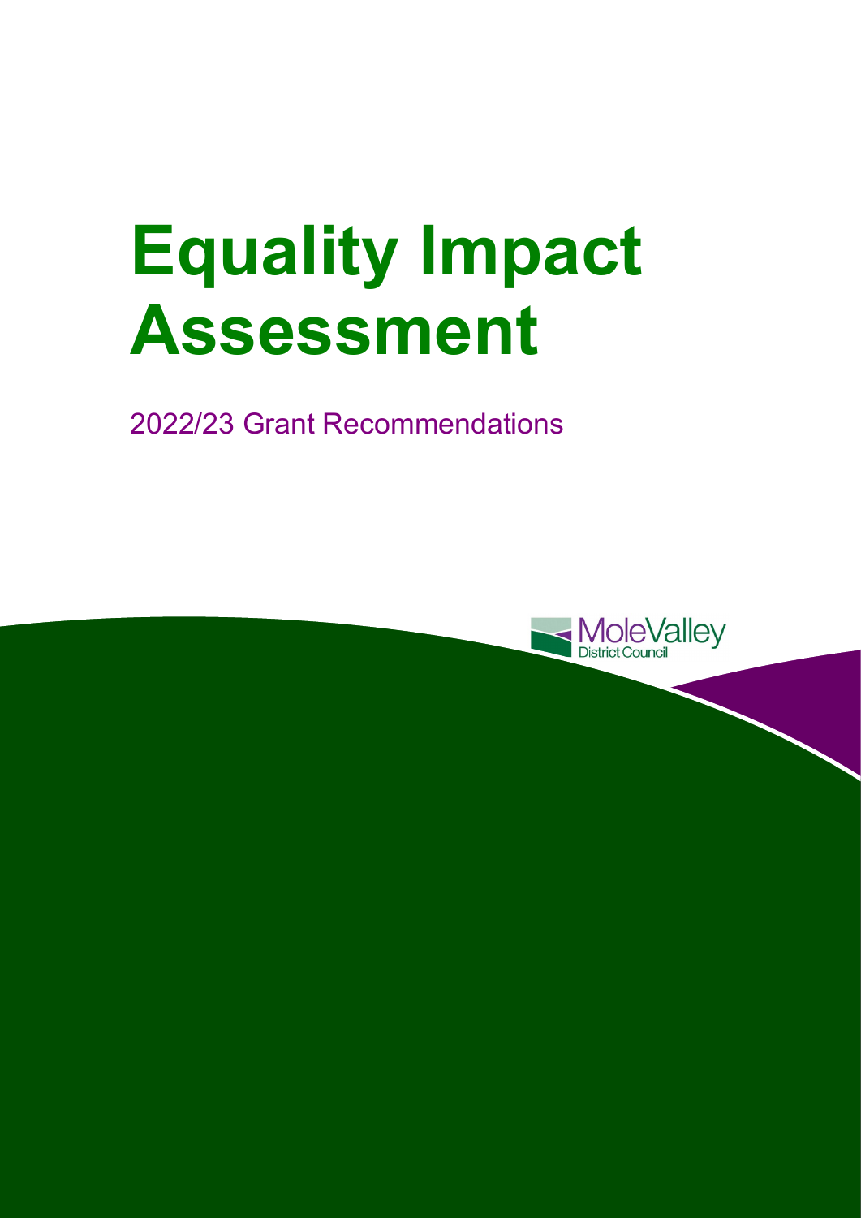# Equality Impact Assessment

2022/23 Grant Recommendations

Mole Valley District Council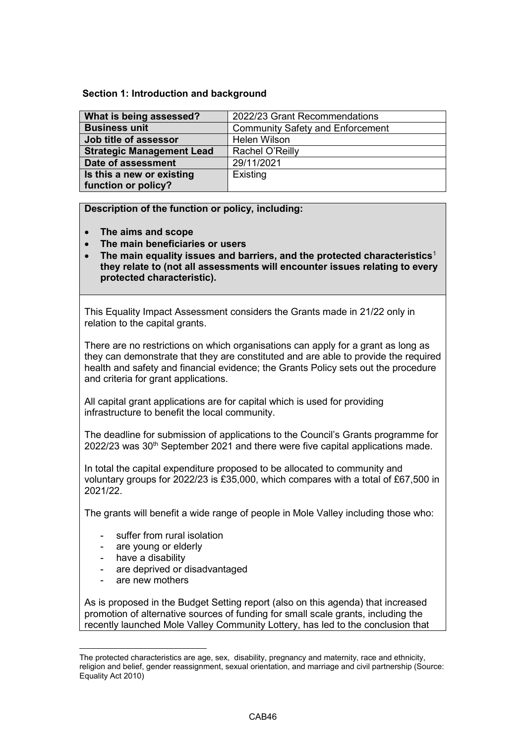**Section 1: Introduction and background**

| What is being assessed? | 2022/23 Grant Recommendations |
|---|---|
| **Business unit** | Community Safety and Enforcement |
| **Job title of assessor** | Helen Wilson |
| **Strategic Management Lead** | Rachel O'Reilly |
| **Date of assessment** | 29/11/2021 |
| **Is this a new or existing function or policy?** | Existing |

**Description of the function or policy, including:**

- **The aims and scope**
- **The main beneficiaries or users**
- **The main equality issues and barriers, and the protected characteristics[1] they relate to (not all assessments will encounter issues relating to every protected characteristic).**

This Equality Impact Assessment considers the Grants made in 21/22 only in relation to the capital grants.

There are no restrictions on which organisations can apply for a grant as long as they can demonstrate that they are constituted and are able to provide the required health and safety and financial evidence; the Grants Policy sets out the procedure and criteria for grant applications.

All capital grant applications are for capital which is used for providing infrastructure to benefit the local community.

The deadline for submission of applications to the Council's Grants programme for 2022/23 was 30th September 2021 and there were five capital applications made.

In total the capital expenditure proposed to be allocated to community and voluntary groups for 2022/23 is £35,000, which compares with a total of £67,500 in 2021/22.

The grants will benefit a wide range of people in Mole Valley including those who:

- suffer from rural isolation
- are young or elderly
- have a disability
- are deprived or disadvantaged
- are new mothers

As is proposed in the Budget Setting report (also on this agenda) that increased promotion of alternative sources of funding for small scale grants, including the recently launched Mole Valley Community Lottery, has led to the conclusion that

[1] The protected characteristics are age, sex, disability, pregnancy and maternity, race and ethnicity, religion and belief, gender reassignment, sexual orientation, and marriage and civil partnership (Source: Equality Act 2010)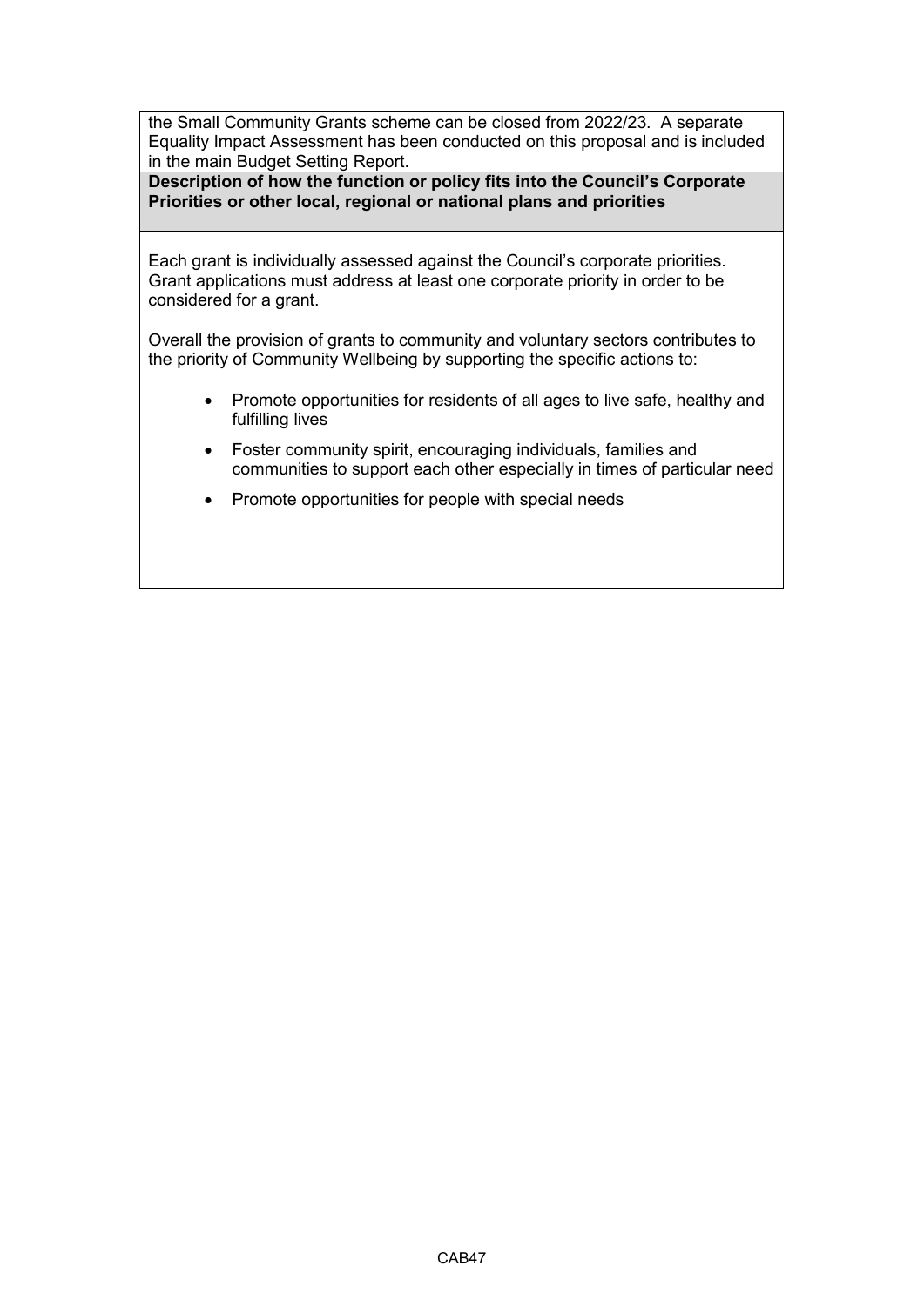the Small Community Grants scheme can be closed from 2022/23. A separate Equality Impact Assessment has been conducted on this proposal and is included in the main Budget Setting Report.

**Description of how the function or policy fits into the Council's Corporate Priorities or other local, regional or national plans and priorities**

Each grant is individually assessed against the Council's corporate priorities. Grant applications must address at least one corporate priority in order to be considered for a grant.

Overall the provision of grants to community and voluntary sectors contributes to the priority of Community Wellbeing by supporting the specific actions to:

- Promote opportunities for residents of all ages to live safe, healthy and fulfilling lives
- Foster community spirit, encouraging individuals, families and communities to support each other especially in times of particular need
- Promote opportunities for people with special needs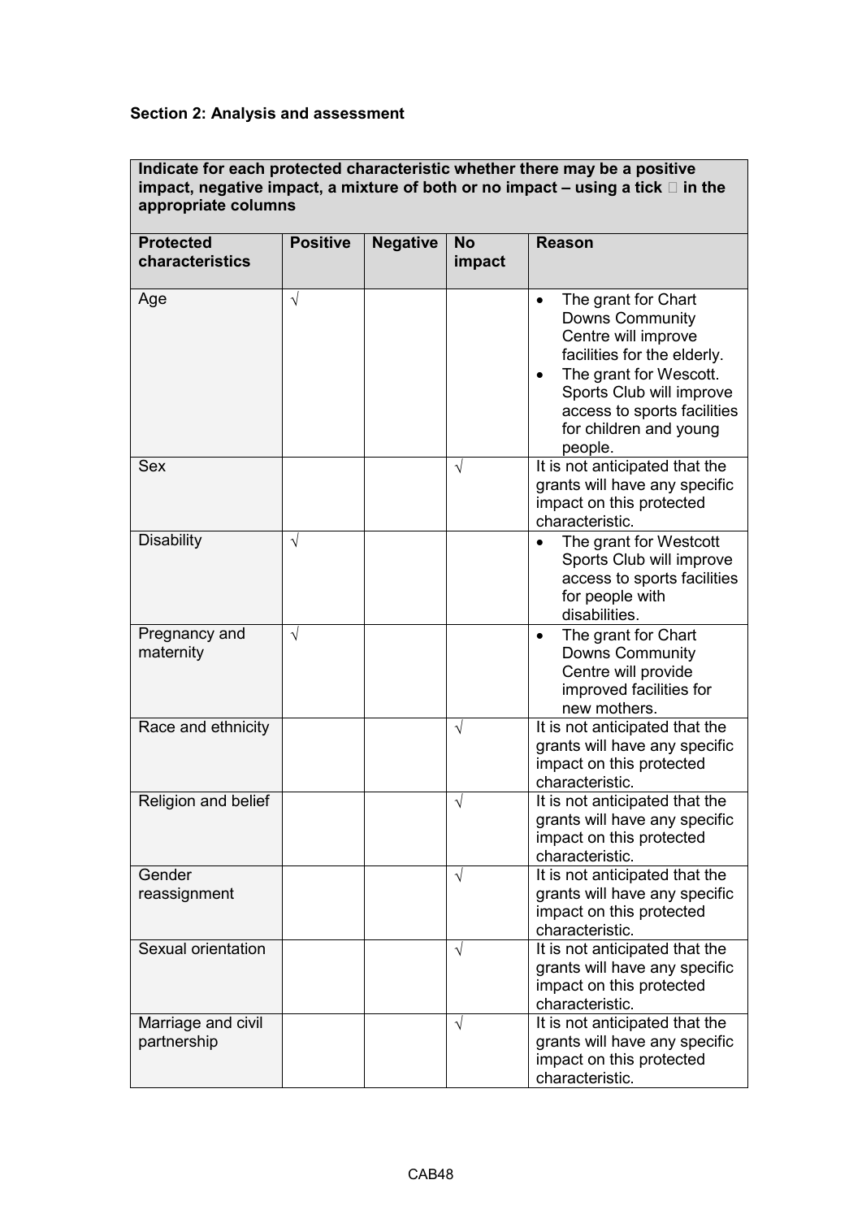**Section 2: Analysis and assessment**

| Indicate for each protected characteristic whether there may be a positive impact, negative impact, a mixture of both or no impact – using a tick  in the appropriate columns | | | | |
|---|---|---|---|---|
| **Protected characteristics** | **Positive** | **Negative** | **No impact** | **Reason** |
| Age | √ | | | • The grant for Chart Downs Community Centre will improve facilities for the elderly.<br>• The grant for Wescott. Sports Club will improve access to sports facilities for children and young people. |
| Sex | | | √ | It is not anticipated that the grants will have any specific impact on this protected characteristic. |
| Disability | √ | | | • The grant for Westcott Sports Club will improve access to sports facilities for people with disabilities. |
| Pregnancy and maternity | √ | | | • The grant for Chart Downs Community Centre will provide improved facilities for new mothers. |
| Race and ethnicity | | | √ | It is not anticipated that the grants will have any specific impact on this protected characteristic. |
| Religion and belief | | | √ | It is not anticipated that the grants will have any specific impact on this protected characteristic. |
| Gender reassignment | | | √ | It is not anticipated that the grants will have any specific impact on this protected characteristic. |
| Sexual orientation | | | √ | It is not anticipated that the grants will have any specific impact on this protected characteristic. |
| Marriage and civil partnership | | | √ | It is not anticipated that the grants will have any specific impact on this protected characteristic. |

CAB48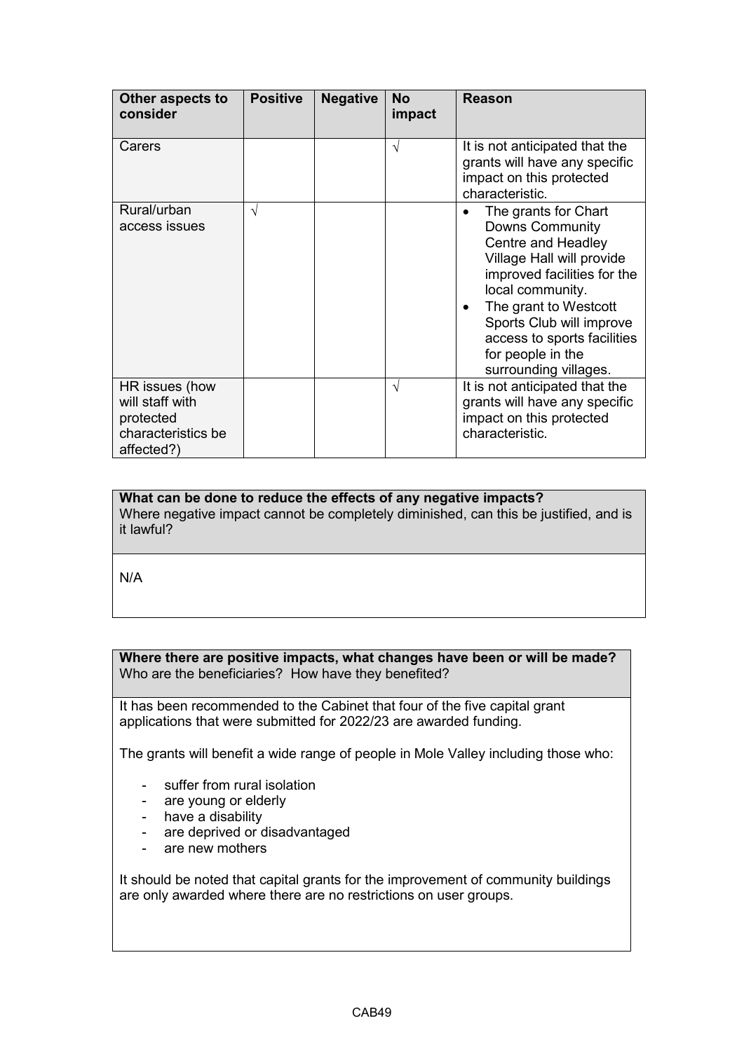| Other aspects to consider | Positive | Negative | No impact | Reason |
|---|---|---|---|---|
| Carers | | | √ | It is not anticipated that the grants will have any specific impact on this protected characteristic. |
| Rural/urban access issues | √ | | | • The grants for Chart Downs Community Centre and Headley Village Hall will provide improved facilities for the local community.<br>• The grant to Westcott Sports Club will improve access to sports facilities for people in the surrounding villages. |
| HR issues (how will staff with protected characteristics be affected?) | | | √ | It is not anticipated that the grants will have any specific impact on this protected characteristic. |

| **What can be done to reduce the effects of any negative impacts?**<br>Where negative impact cannot be completely diminished, can this be justified, and is it lawful? |
|---|
| N/A |

**Where there are positive impacts, what changes have been or will be made?**
Who are the beneficiaries? How have they benefited?

It has been recommended to the Cabinet that four of the five capital grant applications that were submitted for 2022/23 are awarded funding.

The grants will benefit a wide range of people in Mole Valley including those who:

- suffer from rural isolation
- are young or elderly
- have a disability
- are deprived or disadvantaged
- are new mothers

It should be noted that capital grants for the improvement of community buildings are only awarded where there are no restrictions on user groups.

CAB49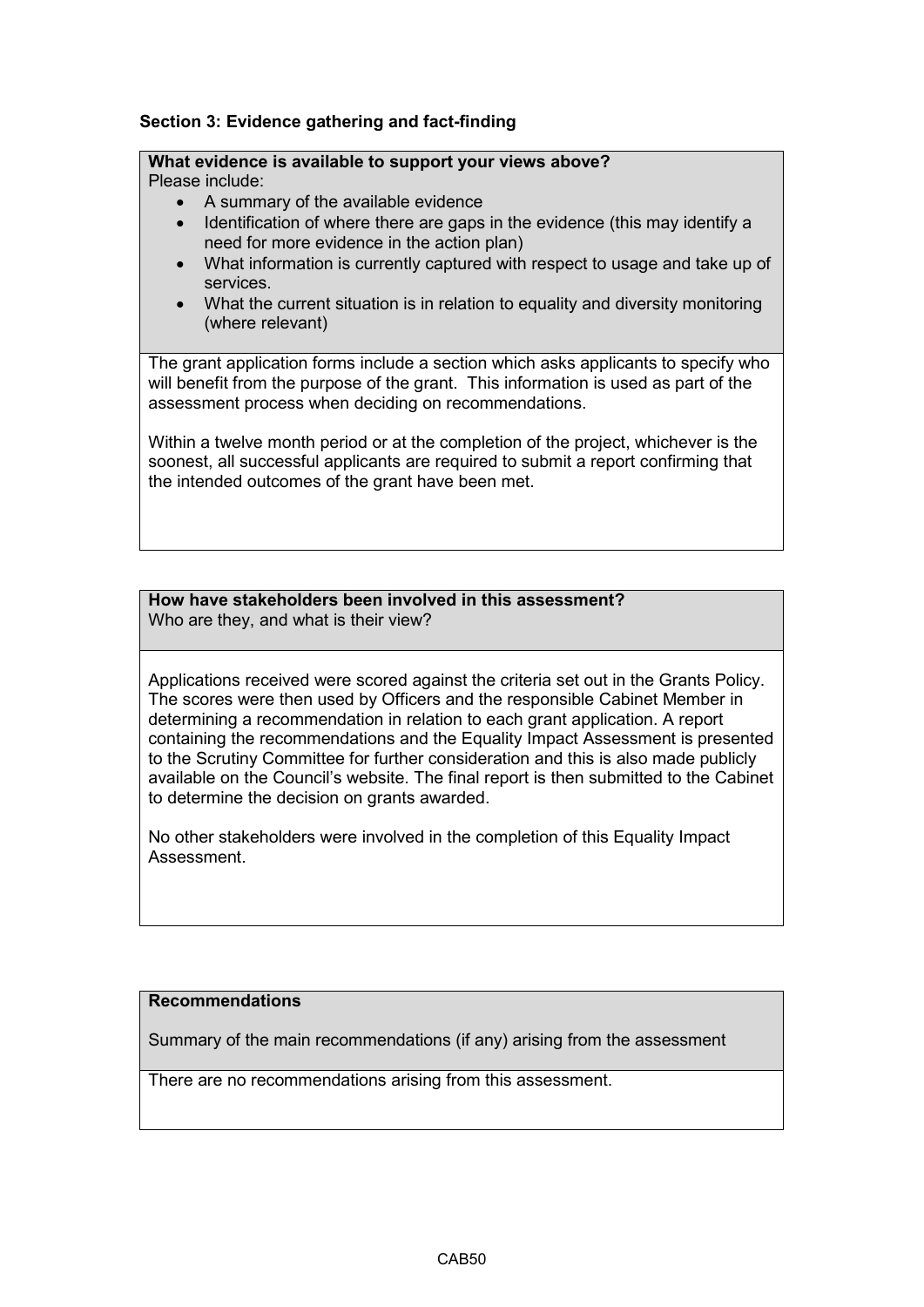**Section 3: Evidence gathering and fact-finding**

**What evidence is available to support your views above?**
Please include:

- A summary of the available evidence
- Identification of where there are gaps in the evidence (this may identify a need for more evidence in the action plan)
- What information is currently captured with respect to usage and take up of services.
- What the current situation is in relation to equality and diversity monitoring (where relevant)

The grant application forms include a section which asks applicants to specify who will benefit from the purpose of the grant. This information is used as part of the assessment process when deciding on recommendations.

Within a twelve month period or at the completion of the project, whichever is the soonest, all successful applicants are required to submit a report confirming that the intended outcomes of the grant have been met.

**How have stakeholders been involved in this assessment?**
Who are they, and what is their view?

Applications received were scored against the criteria set out in the Grants Policy. The scores were then used by Officers and the responsible Cabinet Member in determining a recommendation in relation to each grant application. A report containing the recommendations and the Equality Impact Assessment is presented to the Scrutiny Committee for further consideration and this is also made publicly available on the Council's website. The final report is then submitted to the Cabinet to determine the decision on grants awarded.

No other stakeholders were involved in the completion of this Equality Impact Assessment.

**Recommendations**

Summary of the main recommendations (if any) arising from the assessment

There are no recommendations arising from this assessment.

CAB50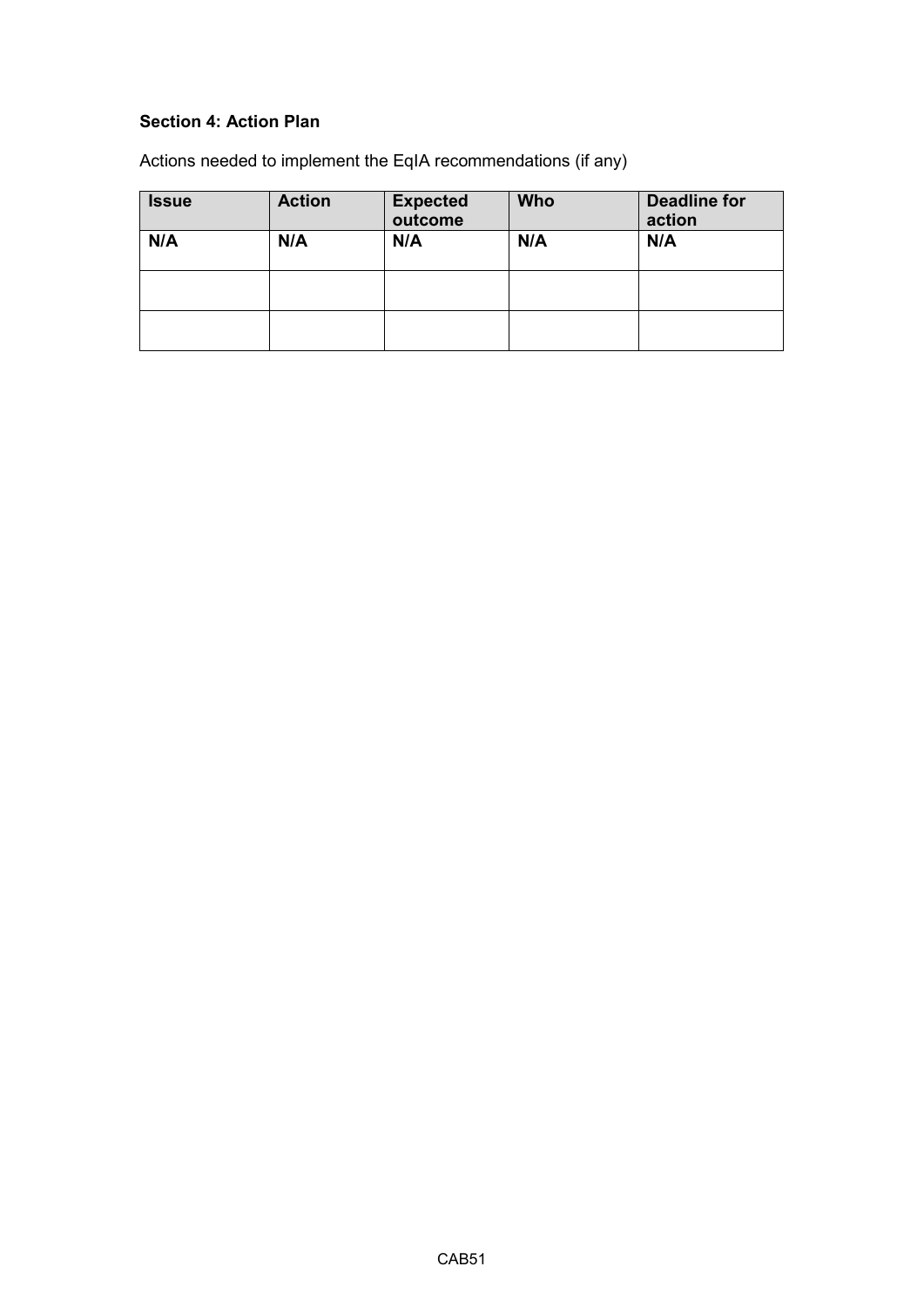**Section 4: Action Plan**

Actions needed to implement the EqIA recommendations (if any)

| Issue | Action | Expected outcome | Who | Deadline for action |
|---|---|---|---|---|
| **N/A** | **N/A** | **N/A** | **N/A** | **N/A** |
| | | | | |
| | | | | |

CAB51